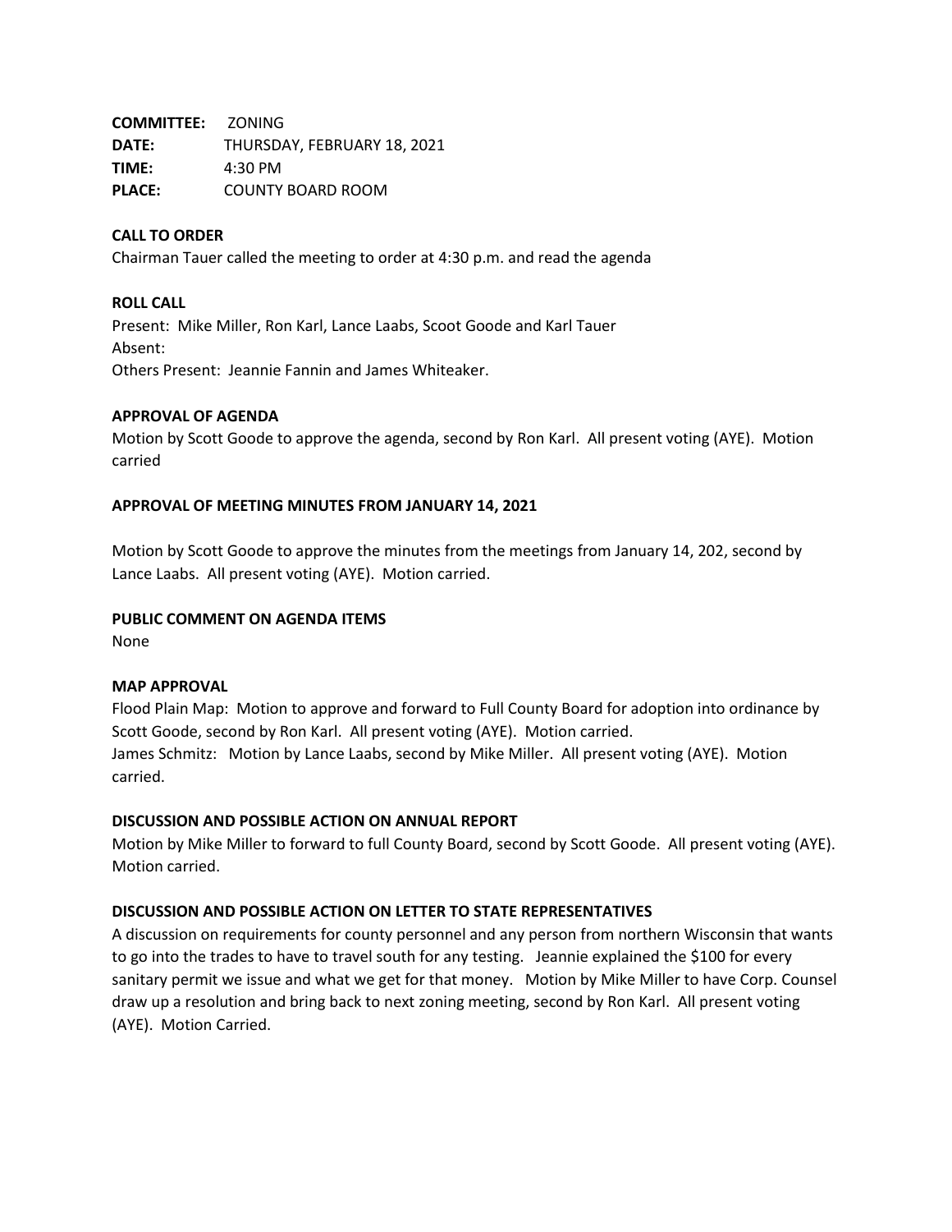**COMMITTEE:** ZONING
**DATE:** THURSDAY, FEBRUARY 18, 2021
**TIME:** 4:30 PM
**PLACE:** COUNTY BOARD ROOM

**CALL TO ORDER**

Chairman Tauer called the meeting to order at 4:30 p.m. and read the agenda

**ROLL CALL**

Present: Mike Miller, Ron Karl, Lance Laabs, Scoot Goode and Karl Tauer
Absent:
Others Present: Jeannie Fannin and James Whiteaker.

**APPROVAL OF AGENDA**

Motion by Scott Goode to approve the agenda, second by Ron Karl. All present voting (AYE). Motion carried

**APPROVAL OF MEETING MINUTES FROM JANUARY 14, 2021**

Motion by Scott Goode to approve the minutes from the meetings from January 14, 202, second by Lance Laabs. All present voting (AYE). Motion carried.

**PUBLIC COMMENT ON AGENDA ITEMS**

None

**MAP APPROVAL**

Flood Plain Map: Motion to approve and forward to Full County Board for adoption into ordinance by Scott Goode, second by Ron Karl. All present voting (AYE). Motion carried.
James Schmitz: Motion by Lance Laabs, second by Mike Miller. All present voting (AYE). Motion carried.

**DISCUSSION AND POSSIBLE ACTION ON ANNUAL REPORT**

Motion by Mike Miller to forward to full County Board, second by Scott Goode. All present voting (AYE). Motion carried.

**DISCUSSION AND POSSIBLE ACTION ON LETTER TO STATE REPRESENTATIVES**

A discussion on requirements for county personnel and any person from northern Wisconsin that wants to go into the trades to have to travel south for any testing. Jeannie explained the $100 for every sanitary permit we issue and what we get for that money. Motion by Mike Miller to have Corp. Counsel draw up a resolution and bring back to next zoning meeting, second by Ron Karl. All present voting (AYE). Motion Carried.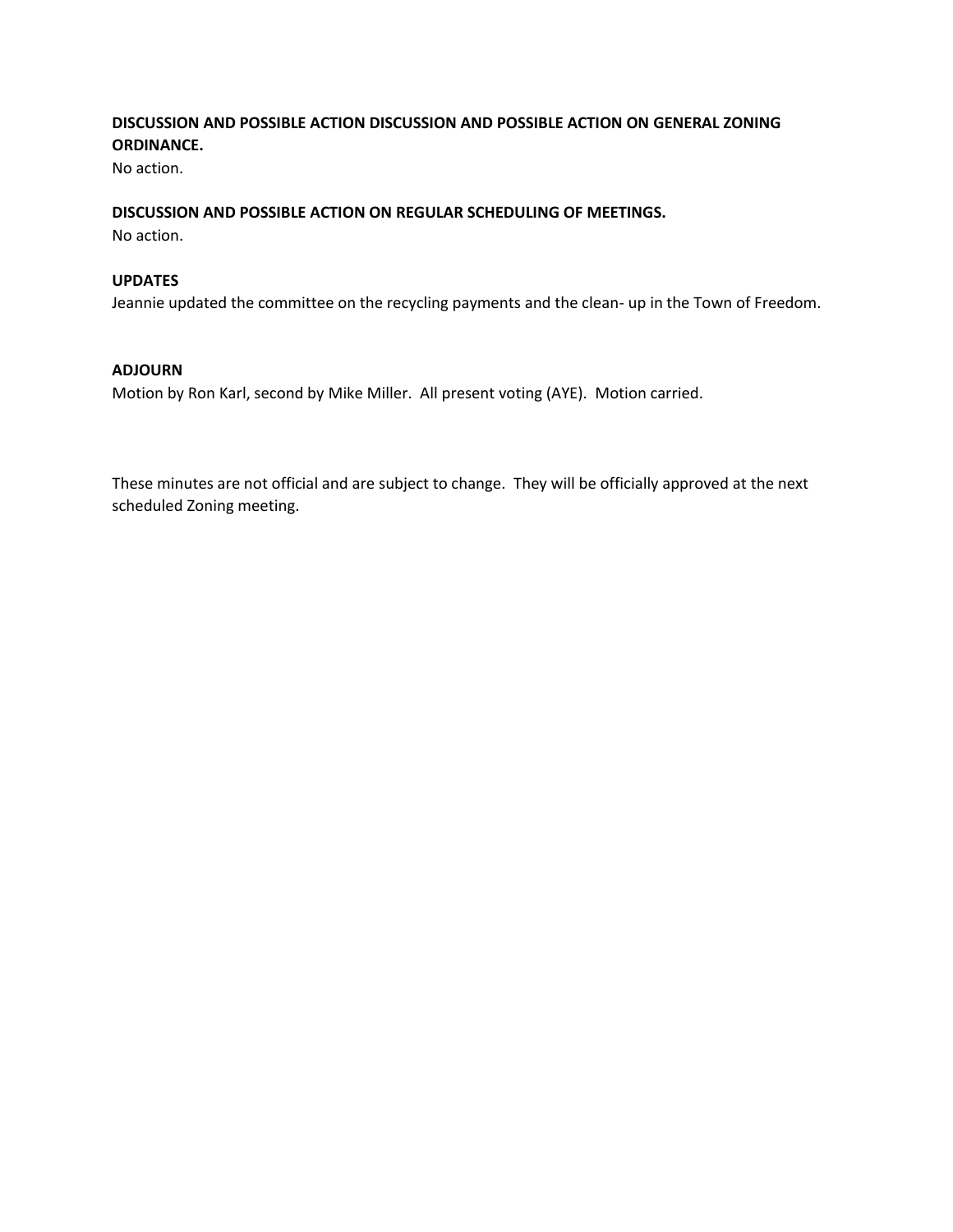**DISCUSSION AND POSSIBLE ACTION DISCUSSION AND POSSIBLE ACTION ON GENERAL ZONING ORDINANCE.**

No action.

**DISCUSSION AND POSSIBLE ACTION ON REGULAR SCHEDULING OF MEETINGS.**

No action.

**UPDATES**

Jeannie updated the committee on the recycling payments and the clean- up in the Town of Freedom.

**ADJOURN**

Motion by Ron Karl, second by Mike Miller. All present voting (AYE). Motion carried.

These minutes are not official and are subject to change. They will be officially approved at the next scheduled Zoning meeting.